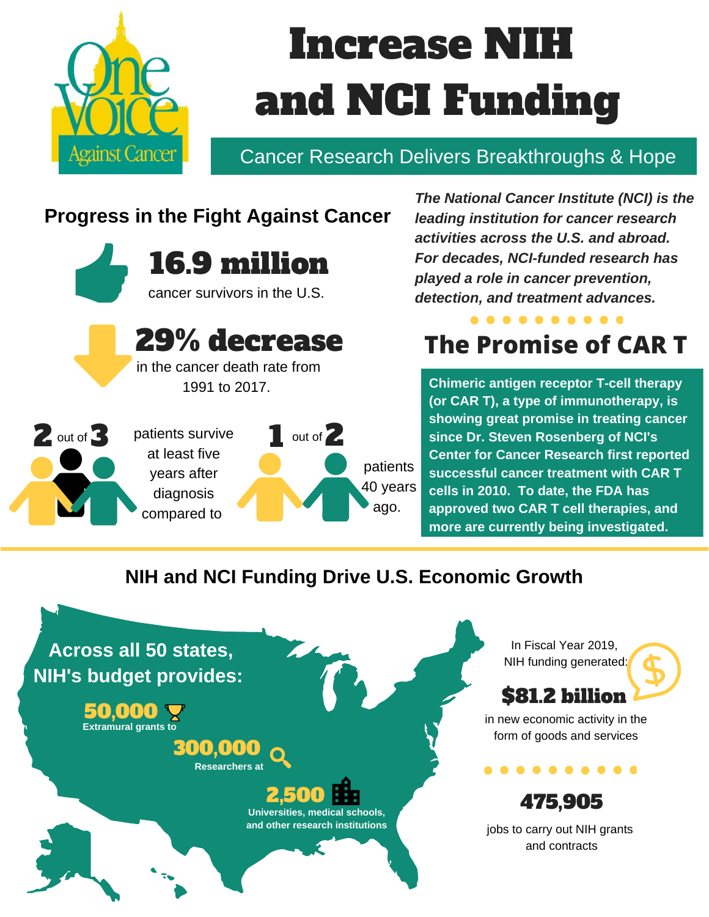One Voice Against Cancer

# Increase NIH and NCI Funding

## Cancer Research Delivers Breakthroughs & Hope

### Progress in the Fight Against Cancer

**16.9 million**
cancer survivors in the U.S.

**29% decrease**
in the cancer death rate from 1991 to 2017.

**2** out of **3** patients survive at least five years after diagnosis compared to **1** out of **2** patients 40 years ago.

*The National Cancer Institute (NCI) is the leading institution for cancer research activities across the U.S. and abroad. For decades, NCI-funded research has played a role in cancer prevention, detection, and treatment advances.*

### The Promise of CAR T

**Chimeric antigen receptor T-cell therapy (or CAR T), a type of immunotherapy, is showing great promise in treating cancer since Dr. Steven Rosenberg of NCI's Center for Cancer Research first reported successful cancer treatment with CAR T cells in 2010. To date, the FDA has approved two CAR T cell therapies, and more are currently being investigated.**

### NIH and NCI Funding Drive U.S. Economic Growth

**Across all 50 states, NIH's budget provides:**

**50,000**
Extramural grants to

**300,000**
Researchers at

**2,500**
Universities, medical schools, and other research institutions

In Fiscal Year 2019, NIH funding generated:

**$81.2 billion**
in new economic activity in the form of goods and services

**475,905**
jobs to carry out NIH grants and contracts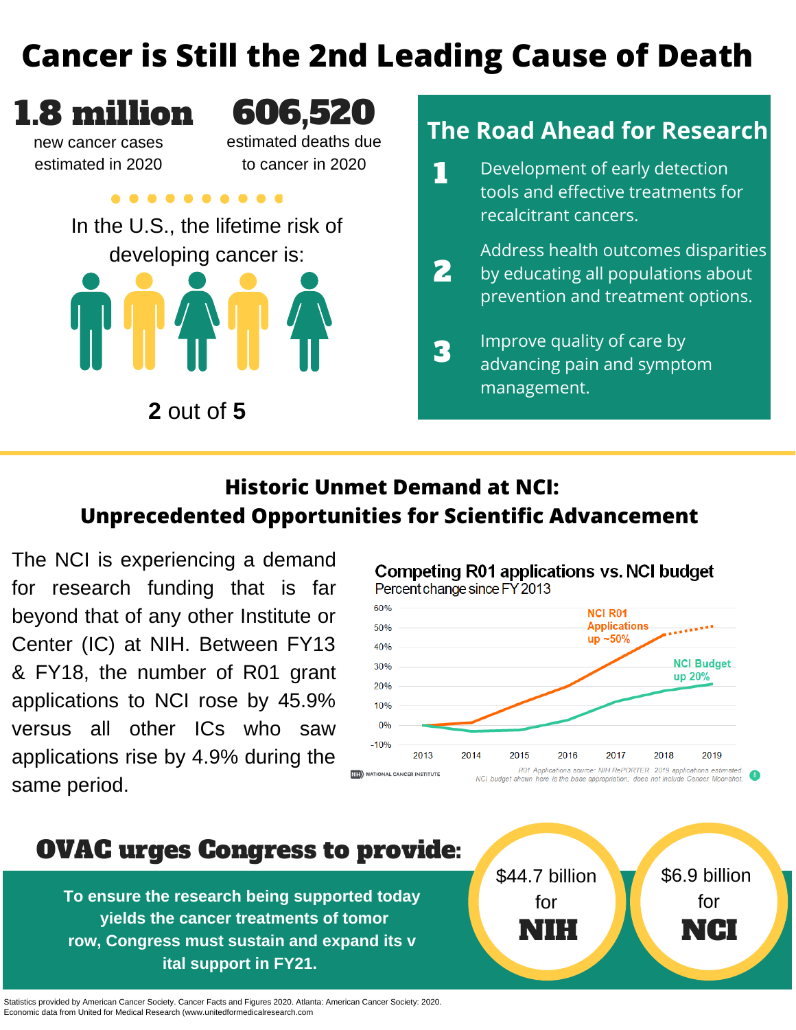# Cancer is Still the 2nd Leading Cause of Death

**1.8 million**
new cancer cases estimated in 2020

**606,520**
estimated deaths due to cancer in 2020

In the U.S., the lifetime risk of developing cancer is:

**2** out of **5**

## The Road Ahead for Research

1. Development of early detection tools and effective treatments for recalcitrant cancers.
2. Address health outcomes disparities by educating all populations about prevention and treatment options.
3. Improve quality of care by advancing pain and symptom management.

## Historic Unmet Demand at NCI: Unprecedented Opportunities for Scientific Advancement

The NCI is experiencing a demand for research funding that is far beyond that of any other Institute or Center (IC) at NIH. Between FY13 & FY18, the number of R01 grant applications to NCI rose by 45.9% versus all other ICs who saw applications rise by 4.9% during the same period.

**Competing R01 applications vs. NCI budget**
Percent change since FY 2013

60%
50%
40%
30%
20%
10%
0%
-10%

2013 2014 2015 2016 2017 2018 2019

NCI R01 Applications up ~50%

NCI Budget up 20%

NATIONAL CANCER INSTITUTE

R01 Applications source: NIH RePORTER. 2019 applications estimated.
NCI budget shown here is the base appropriation; does not include Cancer Moonshot.

## OVAC urges Congress to provide:

**To ensure the research being supported today yields the cancer treatments of tomor row, Congress must sustain and expand its v ital support in FY21.**

$44.7 billion for **NIH**

$6.9 billion for **NCI**

Statistics provided by American Cancer Society. Cancer Facts and Figures 2020. Atlanta: American Cancer Society: 2020.
Economic data from United for Medical Research (www.unitedformedicalresearch.com